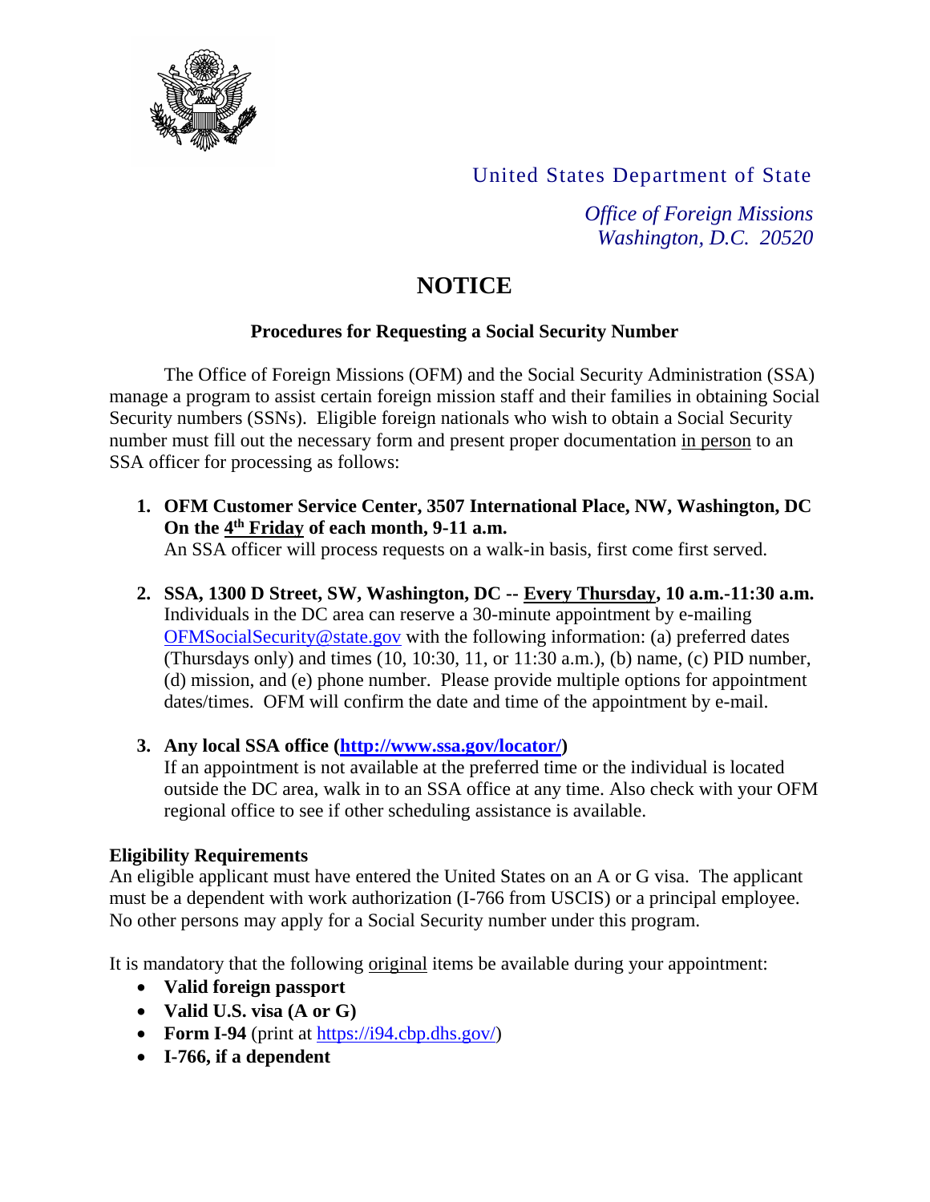United States Department of State

*Office of Foreign Missions*
*Washington, D.C. 20520*

# NOTICE

### Procedures for Requesting a Social Security Number

The Office of Foreign Missions (OFM) and the Social Security Administration (SSA) manage a program to assist certain foreign mission staff and their families in obtaining Social Security numbers (SSNs). Eligible foreign nationals who wish to obtain a Social Security number must fill out the necessary form and present proper documentation in person to an SSA officer for processing as follows:

1. **OFM Customer Service Center, 3507 International Place, NW, Washington, DC On the 4th Friday of each month, 9-11 a.m.**
   An SSA officer will process requests on a walk-in basis, first come first served.

2. **SSA, 1300 D Street, SW, Washington, DC -- Every Thursday, 10 a.m.-11:30 a.m.**
   Individuals in the DC area can reserve a 30-minute appointment by e-mailing OFMSocialSecurity@state.gov with the following information: (a) preferred dates (Thursdays only) and times (10, 10:30, 11, or 11:30 a.m.), (b) name, (c) PID number, (d) mission, and (e) phone number. Please provide multiple options for appointment dates/times. OFM will confirm the date and time of the appointment by e-mail.

3. **Any local SSA office (http://www.ssa.gov/locator/)**
   If an appointment is not available at the preferred time or the individual is located outside the DC area, walk in to an SSA office at any time. Also check with your OFM regional office to see if other scheduling assistance is available.

**Eligibility Requirements**

An eligible applicant must have entered the United States on an A or G visa. The applicant must be a dependent with work authorization (I-766 from USCIS) or a principal employee. No other persons may apply for a Social Security number under this program.

It is mandatory that the following original items be available during your appointment:

- **Valid foreign passport**
- **Valid U.S. visa (A or G)**
- **Form I-94** (print at https://i94.cbp.dhs.gov/)
- **I-766, if a dependent**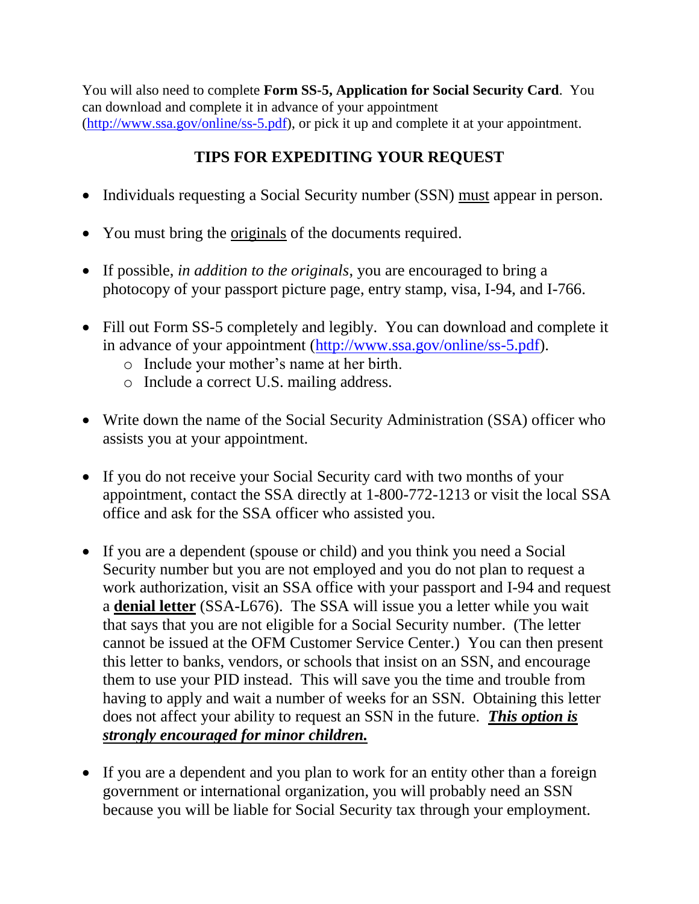You will also need to complete **Form SS-5, Application for Social Security Card**. You can download and complete it in advance of your appointment (http://www.ssa.gov/online/ss-5.pdf), or pick it up and complete it at your appointment.

## TIPS FOR EXPEDITING YOUR REQUEST

- Individuals requesting a Social Security number (SSN) must appear in person.
- You must bring the originals of the documents required.
- If possible, *in addition to the originals*, you are encouraged to bring a photocopy of your passport picture page, entry stamp, visa, I-94, and I-766.
- Fill out Form SS-5 completely and legibly. You can download and complete it in advance of your appointment (http://www.ssa.gov/online/ss-5.pdf).
  - Include your mother's name at her birth.
  - Include a correct U.S. mailing address.
- Write down the name of the Social Security Administration (SSA) officer who assists you at your appointment.
- If you do not receive your Social Security card with two months of your appointment, contact the SSA directly at 1-800-772-1213 or visit the local SSA office and ask for the SSA officer who assisted you.
- If you are a dependent (spouse or child) and you think you need a Social Security number but you are not employed and you do not plan to request a work authorization, visit an SSA office with your passport and I-94 and request a **denial letter** (SSA-L676). The SSA will issue you a letter while you wait that says that you are not eligible for a Social Security number. (The letter cannot be issued at the OFM Customer Service Center.) You can then present this letter to banks, vendors, or schools that insist on an SSN, and encourage them to use your PID instead. This will save you the time and trouble from having to apply and wait a number of weeks for an SSN. Obtaining this letter does not affect your ability to request an SSN in the future. ***This option is strongly encouraged for minor children.***
- If you are a dependent and you plan to work for an entity other than a foreign government or international organization, you will probably need an SSN because you will be liable for Social Security tax through your employment.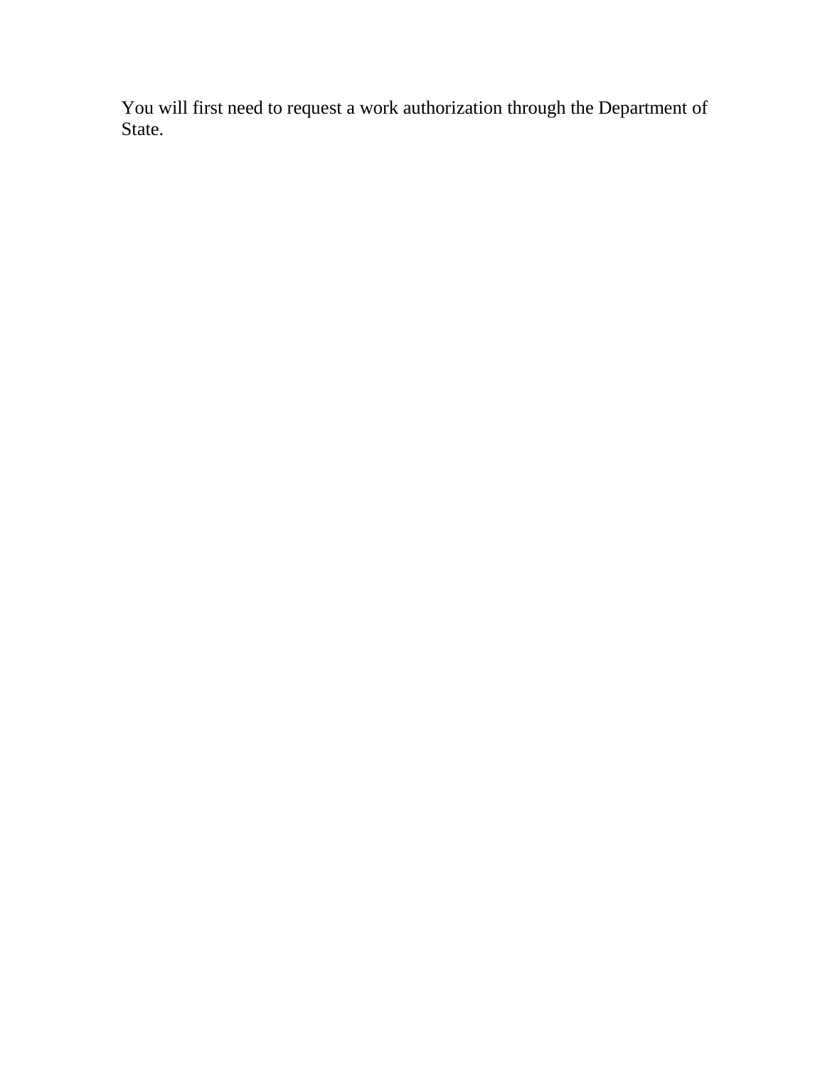You will first need to request a work authorization through the Department of State.